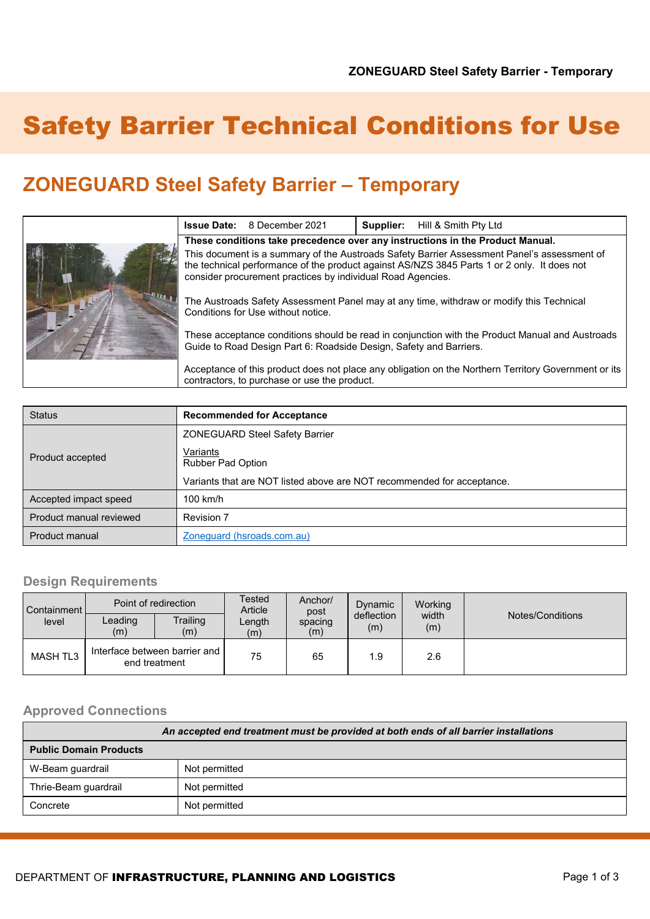# Safety Barrier Technical Conditions for Use

## ZONEGUARD Steel Safety Barrier – Temporary

| **Issue Date:** 8 December 2021 | **Supplier:** Hill & Smith Pty Ltd |
|---|---|

**These conditions take precedence over any instructions in the Product Manual.**

This document is a summary of the Austroads Safety Barrier Assessment Panel's assessment of the technical performance of the product against AS/NZS 3845 Parts 1 or 2 only. It does not consider procurement practices by individual Road Agencies.

The Austroads Safety Assessment Panel may at any time, withdraw or modify this Technical Conditions for Use without notice.

These acceptance conditions should be read in conjunction with the Product Manual and Austroads Guide to Road Design Part 6: Roadside Design, Safety and Barriers.

Acceptance of this product does not place any obligation on the Northern Territory Government or its contractors, to purchase or use the product.

| Status | **Recommended for Acceptance** |
|---|---|
| Product accepted | ZONEGUARD Steel Safety Barrier<br><br><u>Variants</u><br>Rubber Pad Option<br><br>Variants that are NOT listed above are NOT recommended for acceptance. |
| Accepted impact speed | 100 km/h |
| Product manual reviewed | Revision 7 |
| Product manual | [Zoneguard (hsroads.com.au)](hsroads.com.au) |

### Design Requirements

| Containment level | Point of redirection | | Tested Article Length (m) | Anchor/ post spacing (m) | Dynamic deflection (m) | Working width (m) | Notes/Conditions |
|---|---|---|---|---|---|---|---|
| | Leading (m) | Trailing (m) | | | | | |
| MASH TL3 | Interface between barrier and end treatment | | 75 | 65 | 1.9 | 2.6 | |

### Approved Connections

| ***An accepted end treatment must be provided at both ends of all barrier installations*** | |
|---|---|
| **Public Domain Products** | |
| W-Beam guardrail | Not permitted |
| Thrie-Beam guardrail | Not permitted |
| Concrete | Not permitted |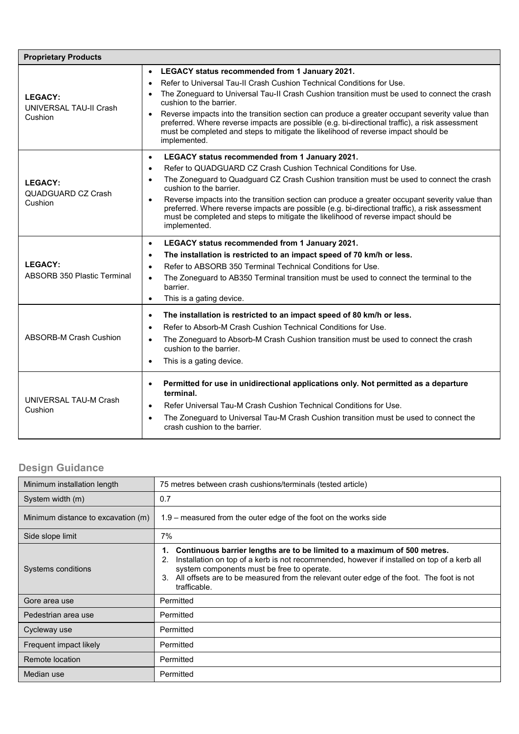| Proprietary Products | |
|---|---|
| **LEGACY:**<br>UNIVERSAL TAU-II Crash Cushion | • **LEGACY status recommended from 1 January 2021.**<br>• Refer to Universal Tau-II Crash Cushion Technical Conditions for Use.<br>• The Zoneguard to Universal Tau-II Crash Cushion transition must be used to connect the crash cushion to the barrier.<br>• Reverse impacts into the transition section can produce a greater occupant severity value than preferred. Where reverse impacts are possible (e.g. bi-directional traffic), a risk assessment must be completed and steps to mitigate the likelihood of reverse impact should be implemented. |
| **LEGACY:**<br>QUADGUARD CZ Crash Cushion | • **LEGACY status recommended from 1 January 2021.**<br>• Refer to QUADGUARD CZ Crash Cushion Technical Conditions for Use.<br>• The Zoneguard to Quadguard CZ Crash Cushion transition must be used to connect the crash cushion to the barrier.<br>• Reverse impacts into the transition section can produce a greater occupant severity value than preferred. Where reverse impacts are possible (e.g. bi-directional traffic), a risk assessment must be completed and steps to mitigate the likelihood of reverse impact should be implemented. |
| **LEGACY:**<br>ABSORB 350 Plastic Terminal | • **LEGACY status recommended from 1 January 2021.**<br>• **The installation is restricted to an impact speed of 70 km/h or less.**<br>• Refer to ABSORB 350 Terminal Technical Conditions for Use.<br>• The Zoneguard to AB350 Terminal transition must be used to connect the terminal to the barrier.<br>• This is a gating device. |
| ABSORB-M Crash Cushion | • **The installation is restricted to an impact speed of 80 km/h or less.**<br>• Refer to Absorb-M Crash Cushion Technical Conditions for Use.<br>• The Zoneguard to Absorb-M Crash Cushion transition must be used to connect the crash cushion to the barrier.<br>• This is a gating device. |
| UNIVERSAL TAU-M Crash Cushion | • **Permitted for use in unidirectional applications only. Not permitted as a departure terminal.**<br>• Refer Universal Tau-M Crash Cushion Technical Conditions for Use.<br>• The Zoneguard to Universal Tau-M Crash Cushion transition must be used to connect the crash cushion to the barrier. |

## Design Guidance

| | |
|---|---|
| Minimum installation length | 75 metres between crash cushions/terminals (tested article) |
| System width (m) | 0.7 |
| Minimum distance to excavation (m) | 1.9 – measured from the outer edge of the foot on the works side |
| Side slope limit | 7% |
| Systems conditions | 1. **Continuous barrier lengths are to be limited to a maximum of 500 metres.**<br>2. Installation on top of a kerb is not recommended, however if installed on top of a kerb all system components must be free to operate.<br>3. All offsets are to be measured from the relevant outer edge of the foot. The foot is not trafficable. |
| Gore area use | Permitted |
| Pedestrian area use | Permitted |
| Cycleway use | Permitted |
| Frequent impact likely | Permitted |
| Remote location | Permitted |
| Median use | Permitted |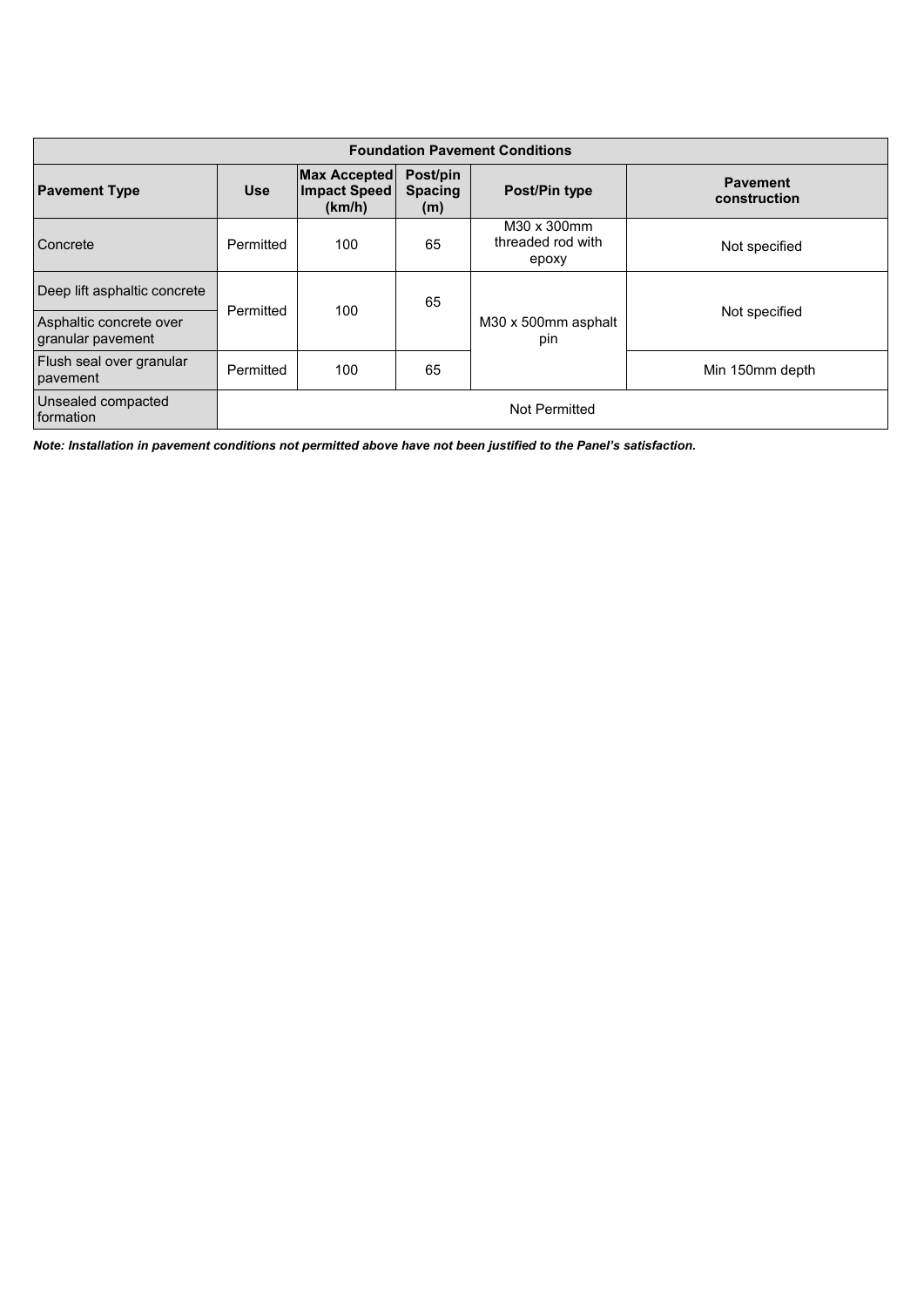| Foundation Pavement Conditions | | | | | |
|---|---|---|---|---|---|
| **Pavement Type** | **Use** | **Max Accepted Impact Speed (km/h)** | **Post/pin Spacing (m)** | **Post/Pin type** | **Pavement construction** |
| Concrete | Permitted | 100 | 65 | M30 x 300mm threaded rod with epoxy | Not specified |
| Deep lift asphaltic concrete | Permitted | 100 | 65 | M30 x 500mm asphalt pin | Not specified |
| Asphaltic concrete over granular pavement | | | | | |
| Flush seal over granular pavement | Permitted | 100 | 65 | | Min 150mm depth |
| Unsealed compacted formation | Not Permitted | | | | |

***Note: Installation in pavement conditions not permitted above have not been justified to the Panel's satisfaction.***